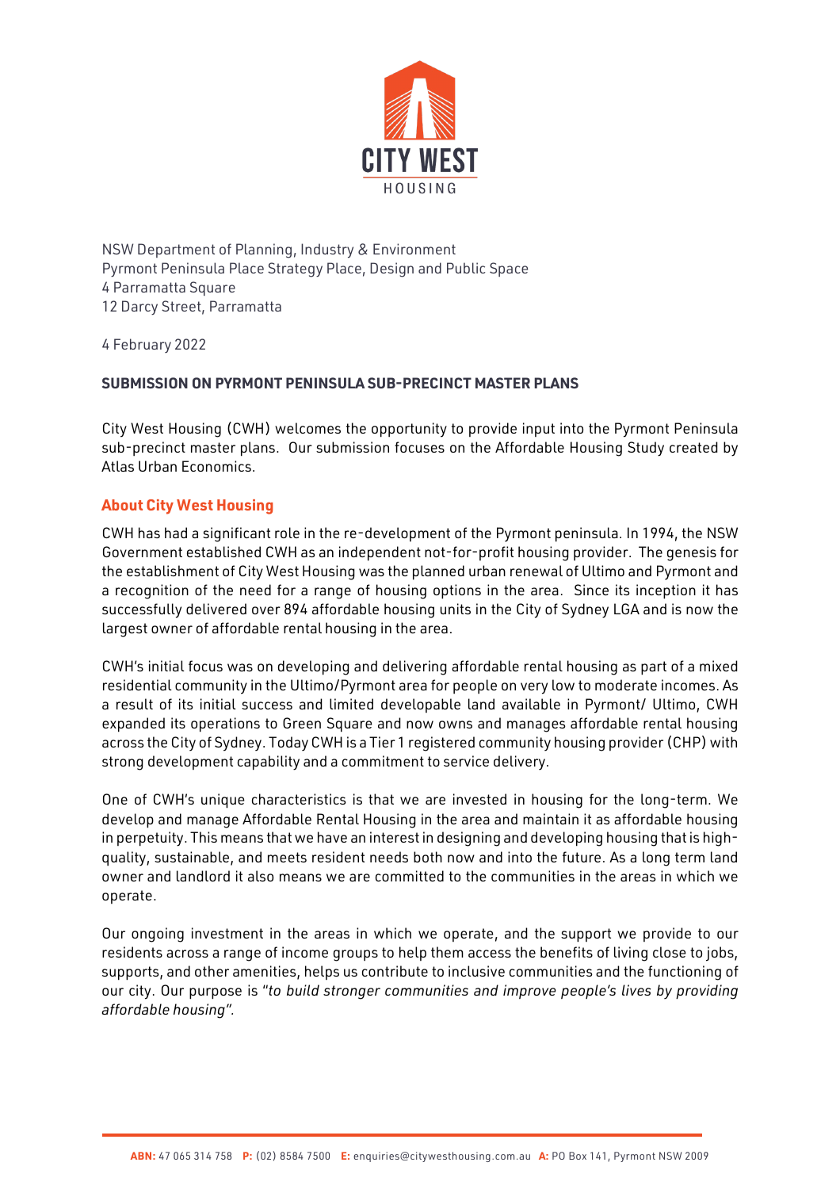CITY WEST HOUSING

NSW Department of Planning, Industry & Environment
Pyrmont Peninsula Place Strategy Place, Design and Public Space
4 Parramatta Square
12 Darcy Street, Parramatta

4 February 2022

**SUBMISSION ON PYRMONT PENINSULA SUB-PRECINCT MASTER PLANS**

City West Housing (CWH) welcomes the opportunity to provide input into the Pyrmont Peninsula sub-precinct master plans. Our submission focuses on the Affordable Housing Study created by Atlas Urban Economics.

## About City West Housing

CWH has had a significant role in the re-development of the Pyrmont peninsula. In 1994, the NSW Government established CWH as an independent not-for-profit housing provider. The genesis for the establishment of City West Housing was the planned urban renewal of Ultimo and Pyrmont and a recognition of the need for a range of housing options in the area. Since its inception it has successfully delivered over 894 affordable housing units in the City of Sydney LGA and is now the largest owner of affordable rental housing in the area.

CWH's initial focus was on developing and delivering affordable rental housing as part of a mixed residential community in the Ultimo/Pyrmont area for people on very low to moderate incomes. As a result of its initial success and limited developable land available in Pyrmont/ Ultimo, CWH expanded its operations to Green Square and now owns and manages affordable rental housing across the City of Sydney. Today CWH is a Tier 1 registered community housing provider (CHP) with strong development capability and a commitment to service delivery.

One of CWH's unique characteristics is that we are invested in housing for the long-term. We develop and manage Affordable Rental Housing in the area and maintain it as affordable housing in perpetuity. This means that we have an interest in designing and developing housing that is high-quality, sustainable, and meets resident needs both now and into the future. As a long term land owner and landlord it also means we are committed to the communities in the areas in which we operate.

Our ongoing investment in the areas in which we operate, and the support we provide to our residents across a range of income groups to help them access the benefits of living close to jobs, supports, and other amenities, helps us contribute to inclusive communities and the functioning of our city. Our purpose is *"to build stronger communities and improve people's lives by providing affordable housing".*

**ABN:** 47 065 314 758 **P:** (02) 8584 7500 **E:** enquiries@citywesthousing.com.au **A:** PO Box 141, Pyrmont NSW 2009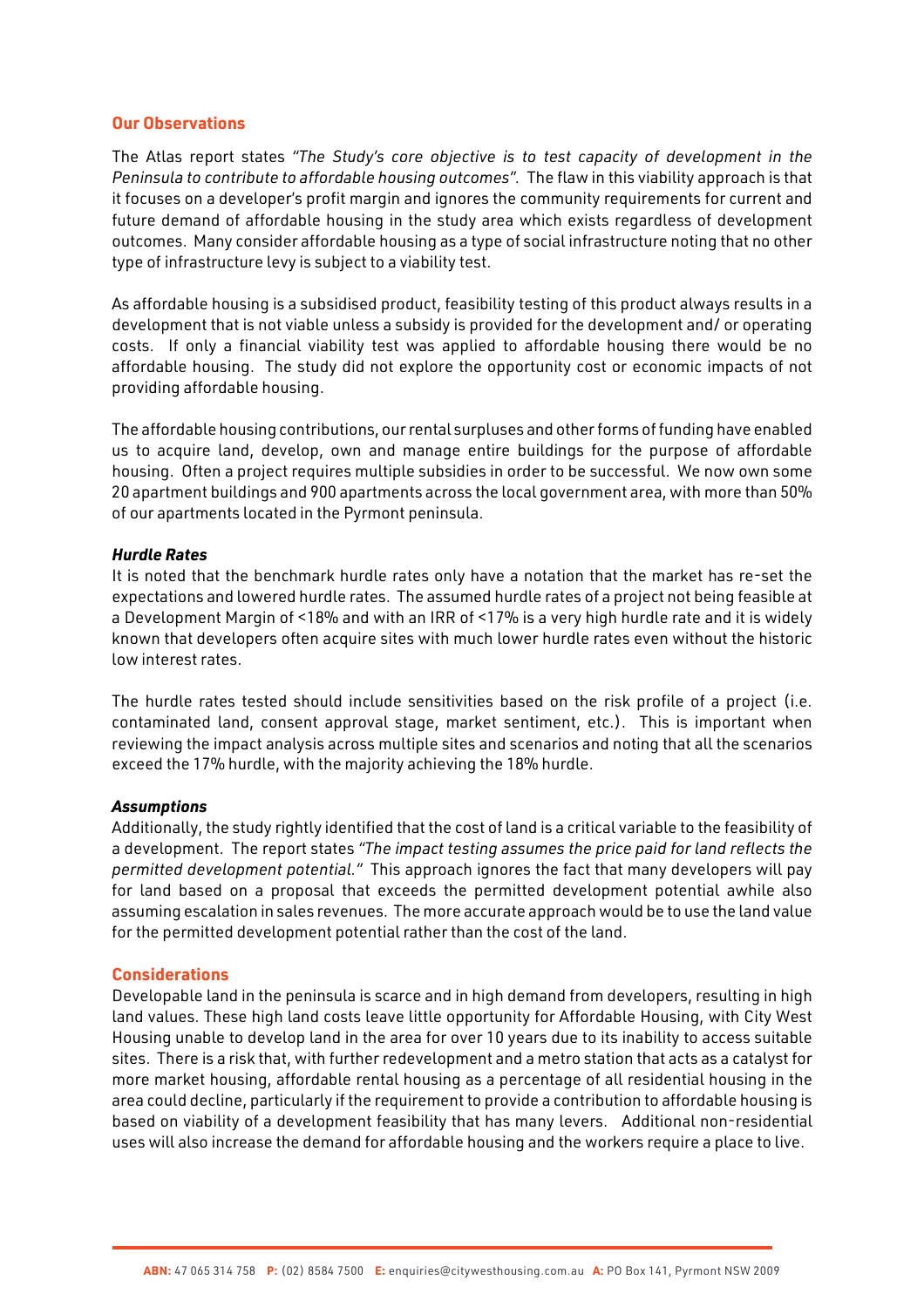## Our Observations

The Atlas report states *"The Study's core objective is to test capacity of development in the Peninsula to contribute to affordable housing outcomes"*. The flaw in this viability approach is that it focuses on a developer's profit margin and ignores the community requirements for current and future demand of affordable housing in the study area which exists regardless of development outcomes. Many consider affordable housing as a type of social infrastructure noting that no other type of infrastructure levy is subject to a viability test.

As affordable housing is a subsidised product, feasibility testing of this product always results in a development that is not viable unless a subsidy is provided for the development and/ or operating costs. If only a financial viability test was applied to affordable housing there would be no affordable housing. The study did not explore the opportunity cost or economic impacts of not providing affordable housing.

The affordable housing contributions, our rental surpluses and other forms of funding have enabled us to acquire land, develop, own and manage entire buildings for the purpose of affordable housing. Often a project requires multiple subsidies in order to be successful. We now own some 20 apartment buildings and 900 apartments across the local government area, with more than 50% of our apartments located in the Pyrmont peninsula.

### *Hurdle Rates*

It is noted that the benchmark hurdle rates only have a notation that the market has re-set the expectations and lowered hurdle rates. The assumed hurdle rates of a project not being feasible at a Development Margin of <18% and with an IRR of <17% is a very high hurdle rate and it is widely known that developers often acquire sites with much lower hurdle rates even without the historic low interest rates.

The hurdle rates tested should include sensitivities based on the risk profile of a project (i.e. contaminated land, consent approval stage, market sentiment, etc.). This is important when reviewing the impact analysis across multiple sites and scenarios and noting that all the scenarios exceed the 17% hurdle, with the majority achieving the 18% hurdle.

### *Assumptions*

Additionally, the study rightly identified that the cost of land is a critical variable to the feasibility of a development. The report states *"The impact testing assumes the price paid for land reflects the permitted development potential."* This approach ignores the fact that many developers will pay for land based on a proposal that exceeds the permitted development potential awhile also assuming escalation in sales revenues. The more accurate approach would be to use the land value for the permitted development potential rather than the cost of the land.

## Considerations

Developable land in the peninsula is scarce and in high demand from developers, resulting in high land values. These high land costs leave little opportunity for Affordable Housing, with City West Housing unable to develop land in the area for over 10 years due to its inability to access suitable sites. There is a risk that, with further redevelopment and a metro station that acts as a catalyst for more market housing, affordable rental housing as a percentage of all residential housing in the area could decline, particularly if the requirement to provide a contribution to affordable housing is based on viability of a development feasibility that has many levers. Additional non-residential uses will also increase the demand for affordable housing and the workers require a place to live.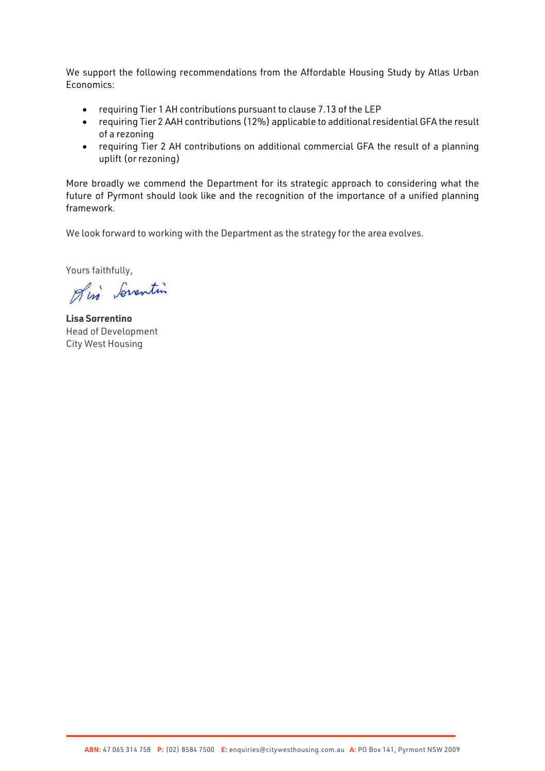We support the following recommendations from the Affordable Housing Study by Atlas Urban Economics:

- requiring Tier 1 AH contributions pursuant to clause 7.13 of the LEP
- requiring Tier 2 AAH contributions (12%) applicable to additional residential GFA the result of a rezoning
- requiring Tier 2 AH contributions on additional commercial GFA the result of a planning uplift (or rezoning)

More broadly we commend the Department for its strategic approach to considering what the future of Pyrmont should look like and the recognition of the importance of a unified planning framework.

We look forward to working with the Department as the strategy for the area evolves.

Yours faithfully,

**Lisa Sorrentino**
Head of Development
City West Housing